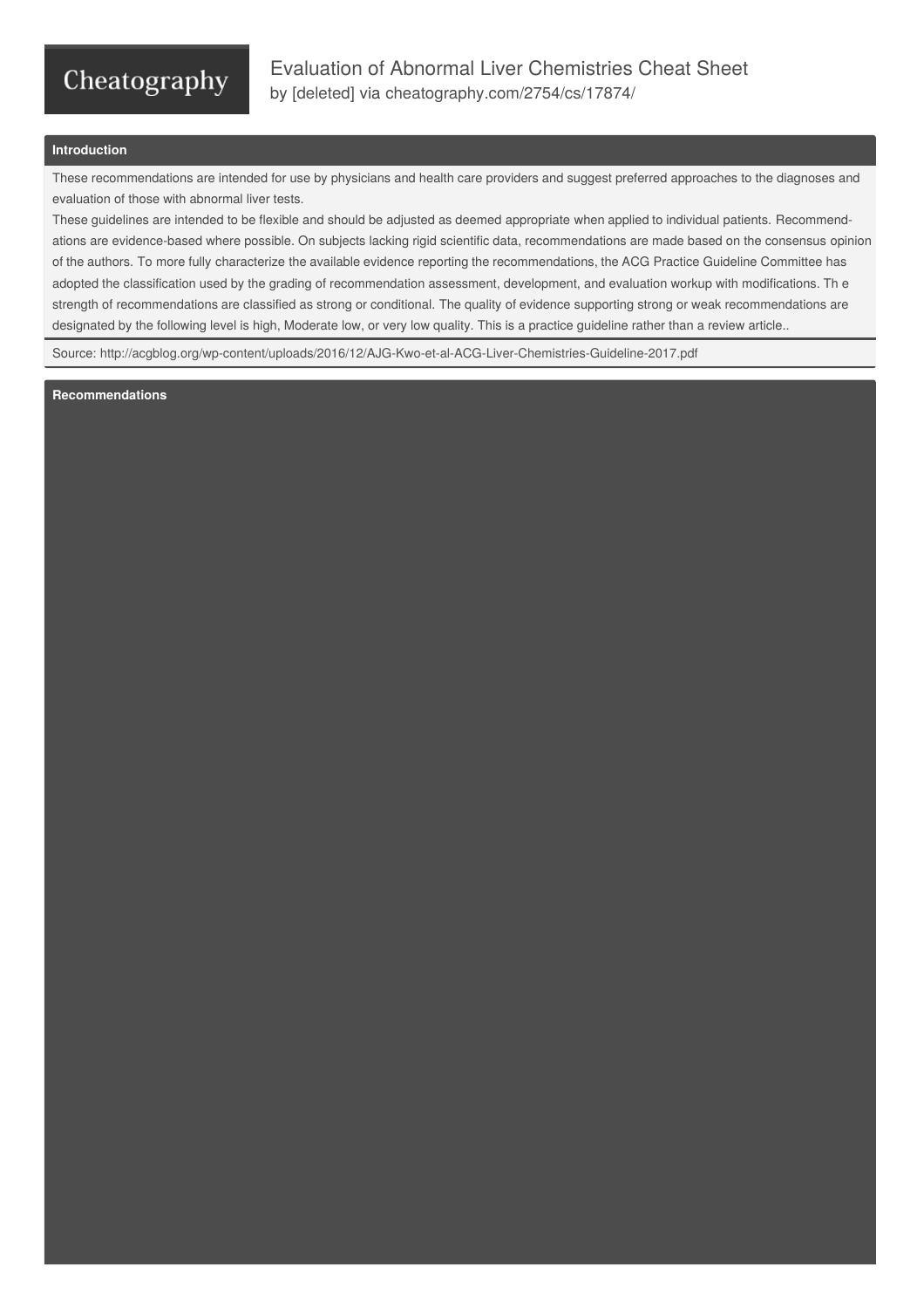# Evaluation of Abnormal Liver Chemistries Cheat Sheet

by [deleted] via cheatography.com/2754/cs/17874/

## Introduction

These recommendations are intended for use by physicians and health care providers and suggest preferred approaches to the diagnoses and evaluation of those with abnormal liver tests.

These guidelines are intended to be flexible and should be adjusted as deemed appropriate when applied to individual patients. Recommendations are evidence-based where possible. On subjects lacking rigid scientific data, recommendations are made based on the consensus opinion of the authors. To more fully characterize the available evidence reporting the recommendations, the ACG Practice Guideline Committee has adopted the classification used by the grading of recommendation assessment, development, and evaluation workup with modifications. Th e strength of recommendations are classified as strong or conditional. The quality of evidence supporting strong or weak recommendations are designated by the following level is high, Moderate low, or very low quality. This is a practice guideline rather than a review article..

Source: http://acgblog.org/wp-content/uploads/2016/12/AJG-Kwo-et-al-ACG-Liver-Chemistries-Guideline-2017.pdf

## Recommendations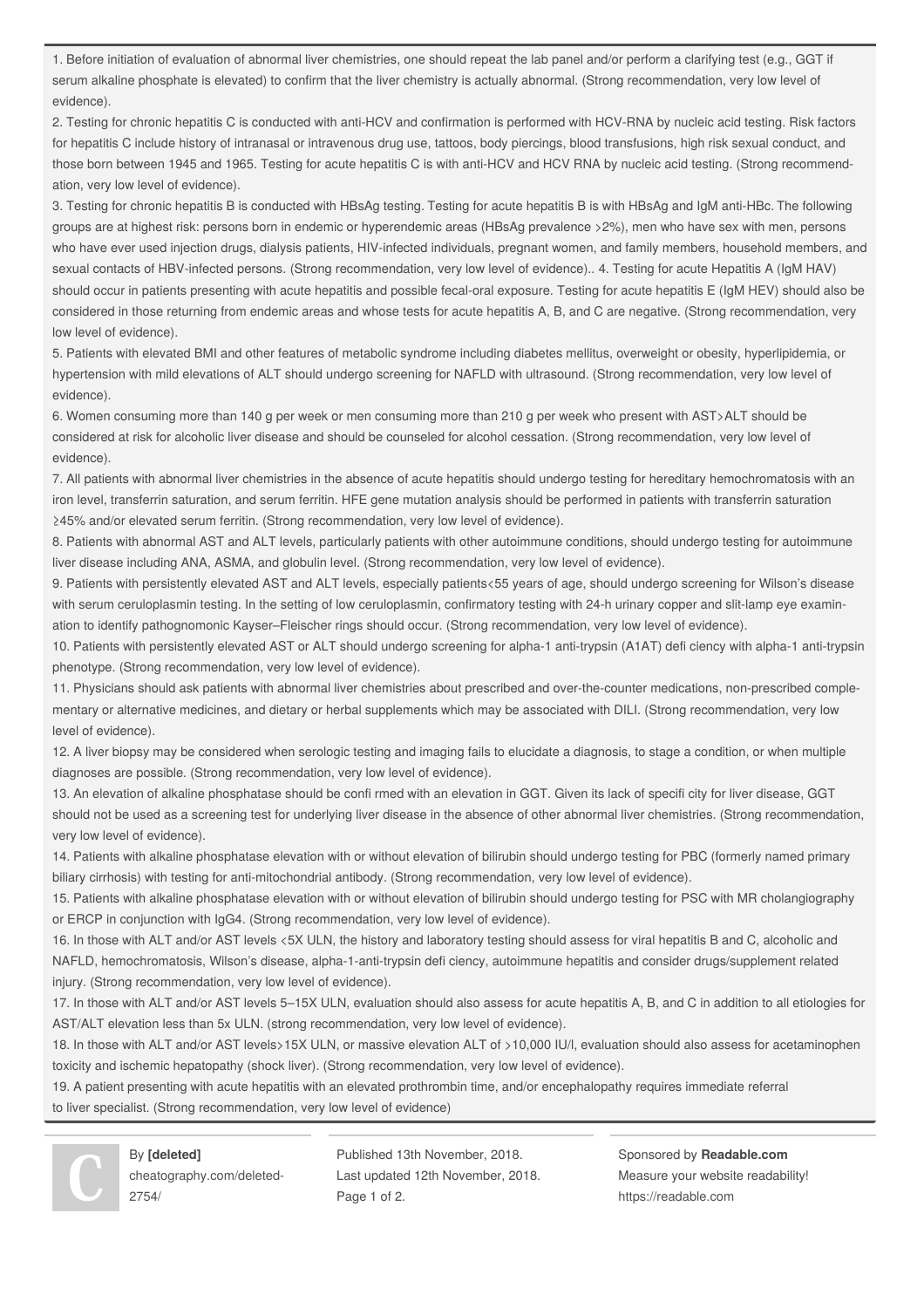1. Before initiation of evaluation of abnormal liver chemistries, one should repeat the lab panel and/or perform a clarifying test (e.g., GGT if serum alkaline phosphate is elevated) to confirm that the liver chemistry is actually abnormal. (Strong recommendation, very low level of evidence).

2. Testing for chronic hepatitis C is conducted with anti-HCV and confirmation is performed with HCV-RNA by nucleic acid testing. Risk factors for hepatitis C include history of intranasal or intravenous drug use, tattoos, body piercings, blood transfusions, high risk sexual conduct, and those born between 1945 and 1965. Testing for acute hepatitis C is with anti-HCV and HCV RNA by nucleic acid testing. (Strong recommendation, very low level of evidence).

3. Testing for chronic hepatitis B is conducted with HBsAg testing. Testing for acute hepatitis B is with HBsAg and IgM anti-HBc. The following groups are at highest risk: persons born in endemic or hyperendemic areas (HBsAg prevalence >2%), men who have sex with men, persons who have ever used injection drugs, dialysis patients, HIV-infected individuals, pregnant women, and family members, household members, and sexual contacts of HBV-infected persons. (Strong recommendation, very low level of evidence).. 4. Testing for acute Hepatitis A (IgM HAV) should occur in patients presenting with acute hepatitis and possible fecal-oral exposure. Testing for acute hepatitis E (IgM HEV) should also be considered in those returning from endemic areas and whose tests for acute hepatitis A, B, and C are negative. (Strong recommendation, very low level of evidence).

5. Patients with elevated BMI and other features of metabolic syndrome including diabetes mellitus, overweight or obesity, hyperlipidemia, or hypertension with mild elevations of ALT should undergo screening for NAFLD with ultrasound. (Strong recommendation, very low level of evidence).

6. Women consuming more than 140 g per week or men consuming more than 210 g per week who present with AST>ALT should be considered at risk for alcoholic liver disease and should be counseled for alcohol cessation. (Strong recommendation, very low level of evidence).

7. All patients with abnormal liver chemistries in the absence of acute hepatitis should undergo testing for hereditary hemochromatosis with an iron level, transferrin saturation, and serum ferritin. HFE gene mutation analysis should be performed in patients with transferrin saturation ≥45% and/or elevated serum ferritin. (Strong recommendation, very low level of evidence).

8. Patients with abnormal AST and ALT levels, particularly patients with other autoimmune conditions, should undergo testing for autoimmune liver disease including ANA, ASMA, and globulin level. (Strong recommendation, very low level of evidence).

9. Patients with persistently elevated AST and ALT levels, especially patients<55 years of age, should undergo screening for Wilson's disease with serum ceruloplasmin testing. In the setting of low ceruloplasmin, confirmatory testing with 24-h urinary copper and slit-lamp eye examination to identify pathognomonic Kayser–Fleischer rings should occur. (Strong recommendation, very low level of evidence).

10. Patients with persistently elevated AST or ALT should undergo screening for alpha-1 anti-trypsin (A1AT) defi ciency with alpha-1 anti-trypsin phenotype. (Strong recommendation, very low level of evidence).

11. Physicians should ask patients with abnormal liver chemistries about prescribed and over-the-counter medications, non-prescribed complementary or alternative medicines, and dietary or herbal supplements which may be associated with DILI. (Strong recommendation, very low level of evidence).

12. A liver biopsy may be considered when serologic testing and imaging fails to elucidate a diagnosis, to stage a condition, or when multiple diagnoses are possible. (Strong recommendation, very low level of evidence).

13. An elevation of alkaline phosphatase should be confi rmed with an elevation in GGT. Given its lack of specifi city for liver disease, GGT should not be used as a screening test for underlying liver disease in the absence of other abnormal liver chemistries. (Strong recommendation, very low level of evidence).

14. Patients with alkaline phosphatase elevation with or without elevation of bilirubin should undergo testing for PBC (formerly named primary biliary cirrhosis) with testing for anti-mitochondrial antibody. (Strong recommendation, very low level of evidence).

15. Patients with alkaline phosphatase elevation with or without elevation of bilirubin should undergo testing for PSC with MR cholangiography or ERCP in conjunction with IgG4. (Strong recommendation, very low level of evidence).

16. In those with ALT and/or AST levels <5X ULN, the history and laboratory testing should assess for viral hepatitis B and C, alcoholic and NAFLD, hemochromatosis, Wilson's disease, alpha-1-anti-trypsin defi ciency, autoimmune hepatitis and consider drugs/supplement related injury. (Strong recommendation, very low level of evidence).

17. In those with ALT and/or AST levels 5–15X ULN, evaluation should also assess for acute hepatitis A, B, and C in addition to all etiologies for AST/ALT elevation less than 5x ULN. (strong recommendation, very low level of evidence).

18. In those with ALT and/or AST levels>15X ULN, or massive elevation ALT of >10,000 IU/l, evaluation should also assess for acetaminophen toxicity and ischemic hepatopathy (shock liver). (Strong recommendation, very low level of evidence).

19. A patient presenting with acute hepatitis with an elevated prothrombin time, and/or encephalopathy requires immediate referral to liver specialist. (Strong recommendation, very low level of evidence)